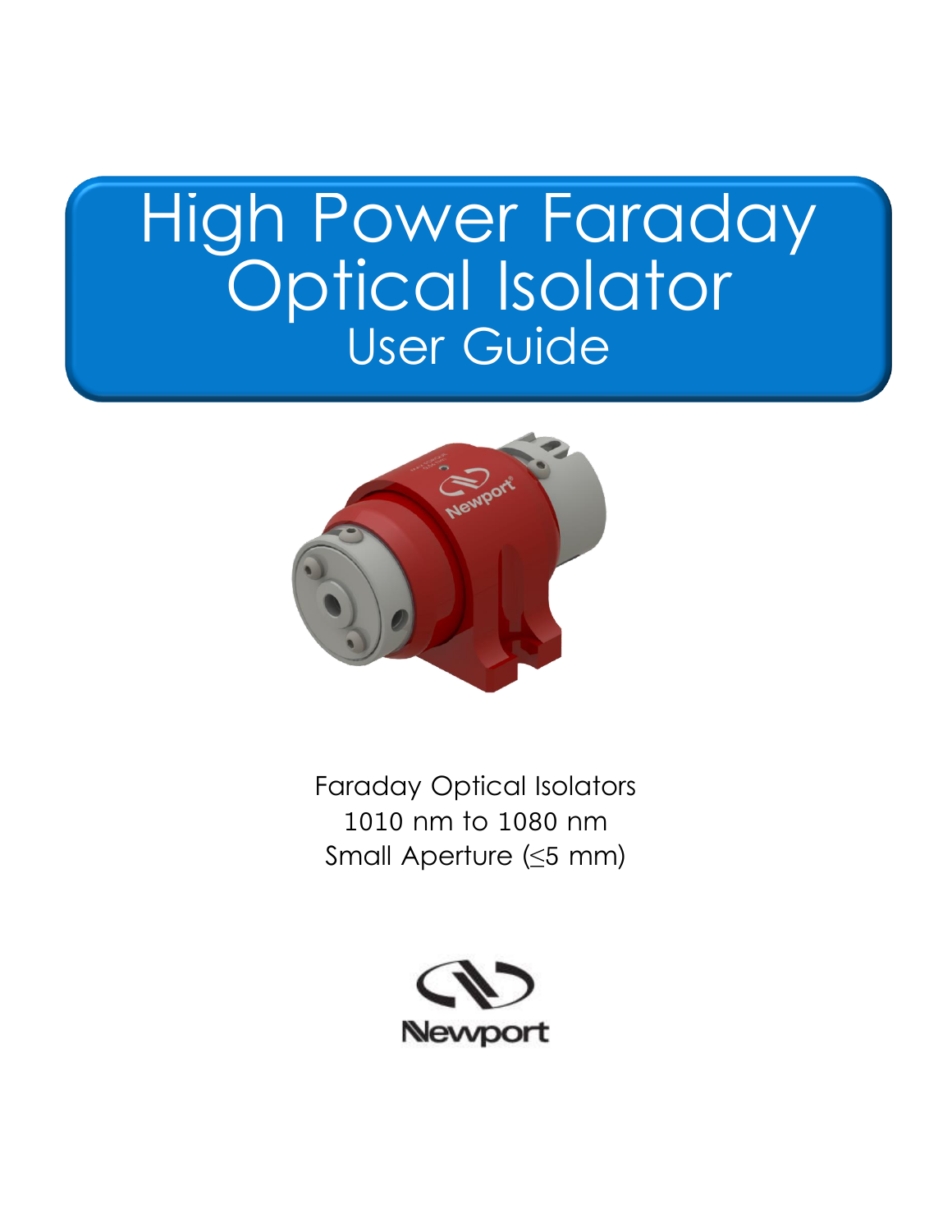# High Power Faraday Optical Isolator

## User Guide

Faraday Optical Isolators
1010 nm to 1080 nm
Small Aperture (≤5 mm)

Newport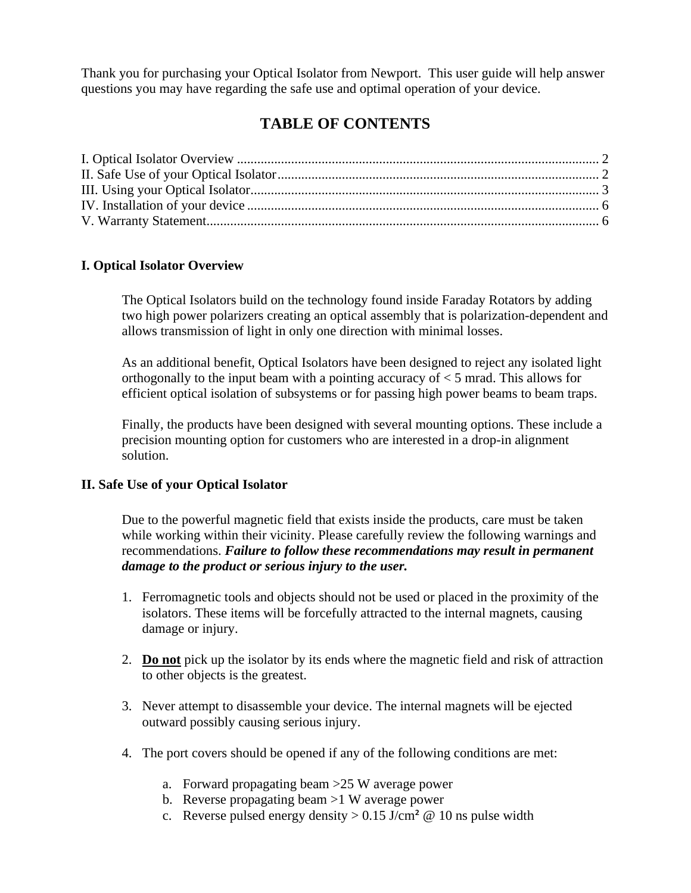Thank you for purchasing your Optical Isolator from Newport. This user guide will help answer questions you may have regarding the safe use and optimal operation of your device.

# TABLE OF CONTENTS

I. Optical Isolator Overview .......... 2
II. Safe Use of your Optical Isolator .......... 2
III. Using your Optical Isolator .......... 3
IV. Installation of your device .......... 6
V. Warranty Statement .......... 6

## I. Optical Isolator Overview

The Optical Isolators build on the technology found inside Faraday Rotators by adding two high power polarizers creating an optical assembly that is polarization-dependent and allows transmission of light in only one direction with minimal losses.

As an additional benefit, Optical Isolators have been designed to reject any isolated light orthogonally to the input beam with a pointing accuracy of < 5 mrad. This allows for efficient optical isolation of subsystems or for passing high power beams to beam traps.

Finally, the products have been designed with several mounting options. These include a precision mounting option for customers who are interested in a drop-in alignment solution.

## II. Safe Use of your Optical Isolator

Due to the powerful magnetic field that exists inside the products, care must be taken while working within their vicinity. Please carefully review the following warnings and recommendations. ***Failure to follow these recommendations may result in permanent damage to the product or serious injury to the user.***

1. Ferromagnetic tools and objects should not be used or placed in the proximity of the isolators. These items will be forcefully attracted to the internal magnets, causing damage or injury.

2. **<u>Do not</u>** pick up the isolator by its ends where the magnetic field and risk of attraction to other objects is the greatest.

3. Never attempt to disassemble your device. The internal magnets will be ejected outward possibly causing serious injury.

4. The port covers should be opened if any of the following conditions are met:

   a. Forward propagating beam >25 W average power
   b. Reverse propagating beam >1 W average power
   c. Reverse pulsed energy density > 0.15 J/cm² @ 10 ns pulse width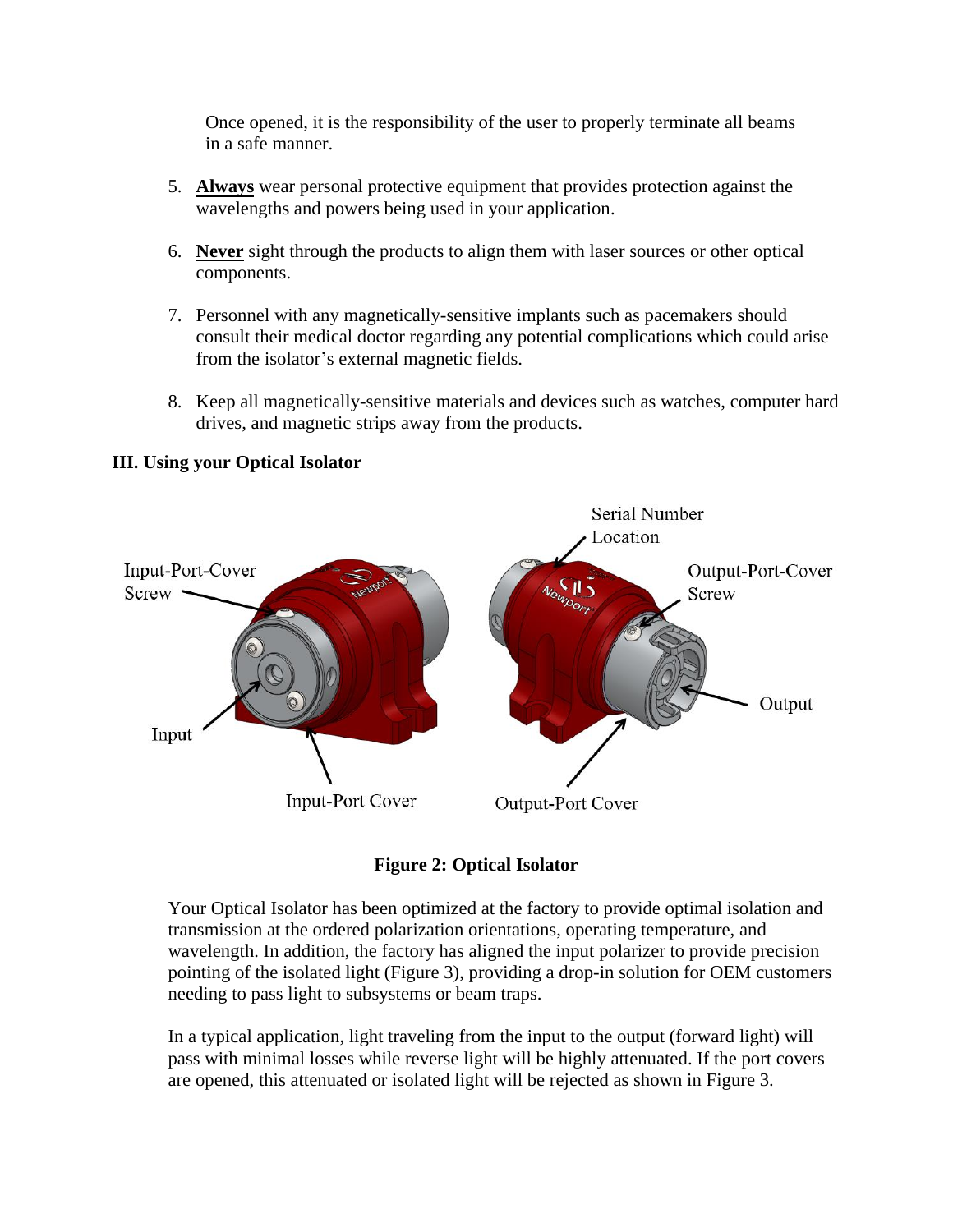Once opened, it is the responsibility of the user to properly terminate all beams in a safe manner.

5. **Always** wear personal protective equipment that provides protection against the wavelengths and powers being used in your application.

6. **Never** sight through the products to align them with laser sources or other optical components.

7. Personnel with any magnetically-sensitive implants such as pacemakers should consult their medical doctor regarding any potential complications which could arise from the isolator's external magnetic fields.

8. Keep all magnetically-sensitive materials and devices such as watches, computer hard drives, and magnetic strips away from the products.

### III. Using your Optical Isolator

Serial Number Location

Input-Port-Cover Screw

Output-Port-Cover Screw

Output

Input

Input-Port Cover

Output-Port Cover

**Figure 2: Optical Isolator**

Your Optical Isolator has been optimized at the factory to provide optimal isolation and transmission at the ordered polarization orientations, operating temperature, and wavelength. In addition, the factory has aligned the input polarizer to provide precision pointing of the isolated light (Figure 3), providing a drop-in solution for OEM customers needing to pass light to subsystems or beam traps.

In a typical application, light traveling from the input to the output (forward light) will pass with minimal losses while reverse light will be highly attenuated. If the port covers are opened, this attenuated or isolated light will be rejected as shown in Figure 3.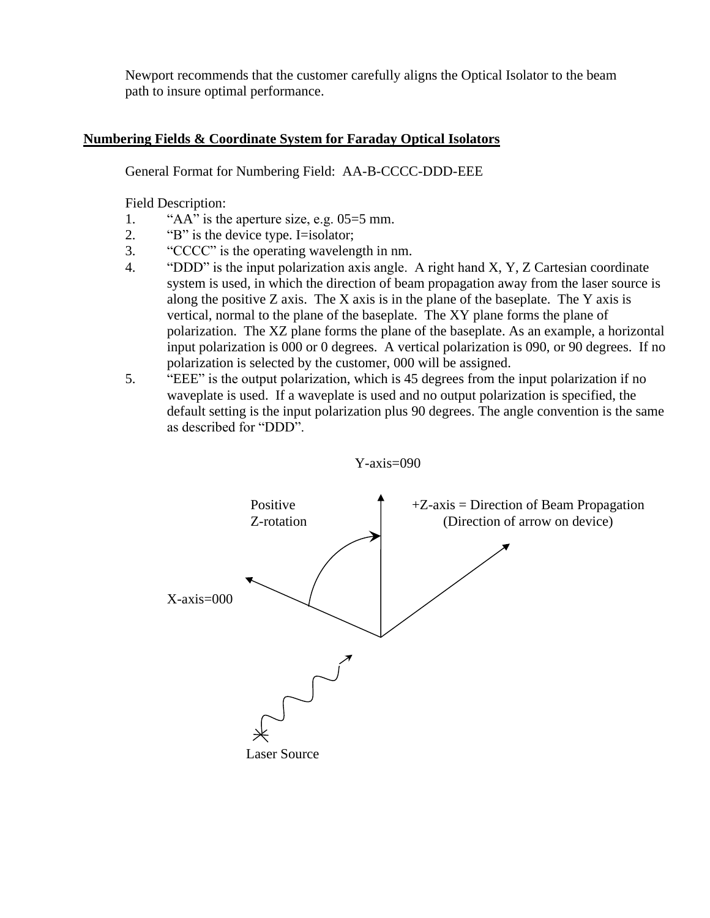Newport recommends that the customer carefully aligns the Optical Isolator to the beam path to insure optimal performance.

## Numbering Fields & Coordinate System for Faraday Optical Isolators

General Format for Numbering Field: AA-B-CCCC-DDD-EEE

Field Description:

1. "AA" is the aperture size, e.g. 05=5 mm.
2. "B" is the device type. I=isolator;
3. "CCCC" is the operating wavelength in nm.
4. "DDD" is the input polarization axis angle. A right hand X, Y, Z Cartesian coordinate system is used, in which the direction of beam propagation away from the laser source is along the positive Z axis. The X axis is in the plane of the baseplate. The Y axis is vertical, normal to the plane of the baseplate. The XY plane forms the plane of polarization. The XZ plane forms the plane of the baseplate. As an example, a horizontal input polarization is 000 or 0 degrees. A vertical polarization is 090, or 90 degrees. If no polarization is selected by the customer, 000 will be assigned.
5. "EEE" is the output polarization, which is 45 degrees from the input polarization if no waveplate is used. If a waveplate is used and no output polarization is specified, the default setting is the input polarization plus 90 degrees. The angle convention is the same as described for "DDD".

Y-axis=090

Positive Z-rotation

+Z-axis = Direction of Beam Propagation (Direction of arrow on device)

X-axis=000

Laser Source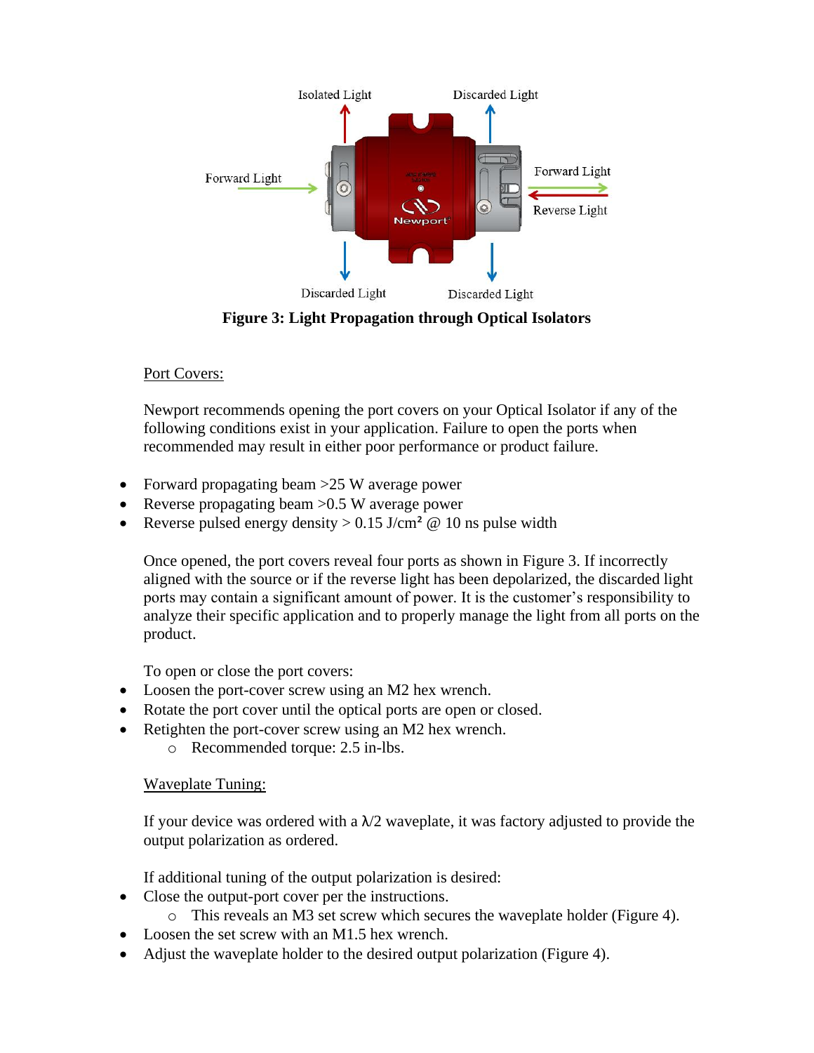**Figure 3: Light Propagation through Optical Isolators**

Port Covers:

Newport recommends opening the port covers on your Optical Isolator if any of the following conditions exist in your application. Failure to open the ports when recommended may result in either poor performance or product failure.

- Forward propagating beam >25 W average power
- Reverse propagating beam >0.5 W average power
- Reverse pulsed energy density > 0.15 J/cm² @ 10 ns pulse width

Once opened, the port covers reveal four ports as shown in Figure 3. If incorrectly aligned with the source or if the reverse light has been depolarized, the discarded light ports may contain a significant amount of power. It is the customer's responsibility to analyze their specific application and to properly manage the light from all ports on the product.

To open or close the port covers:

- Loosen the port-cover screw using an M2 hex wrench.
- Rotate the port cover until the optical ports are open or closed.
- Retighten the port-cover screw using an M2 hex wrench.
  - Recommended torque: 2.5 in-lbs.

Waveplate Tuning:

If your device was ordered with a λ/2 waveplate, it was factory adjusted to provide the output polarization as ordered.

If additional tuning of the output polarization is desired:

- Close the output-port cover per the instructions.
  - This reveals an M3 set screw which secures the waveplate holder (Figure 4).
- Loosen the set screw with an M1.5 hex wrench.
- Adjust the waveplate holder to the desired output polarization (Figure 4).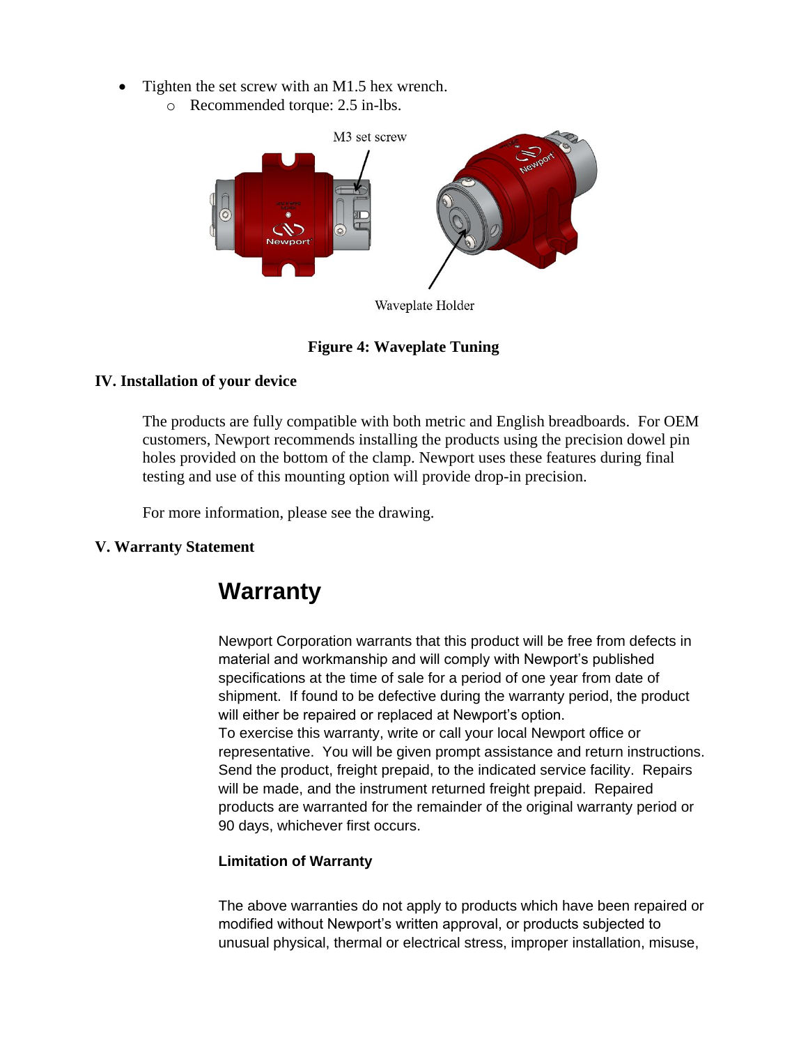- Tighten the set screw with an M1.5 hex wrench.
    - Recommended torque: 2.5 in-lbs.

M3 set screw

Waveplate Holder

**Figure 4: Waveplate Tuning**

### IV. Installation of your device

The products are fully compatible with both metric and English breadboards. For OEM customers, Newport recommends installing the products using the precision dowel pin holes provided on the bottom of the clamp. Newport uses these features during final testing and use of this mounting option will provide drop-in precision.

For more information, please see the drawing.

### V. Warranty Statement

## Warranty

Newport Corporation warrants that this product will be free from defects in material and workmanship and will comply with Newport's published specifications at the time of sale for a period of one year from date of shipment. If found to be defective during the warranty period, the product will either be repaired or replaced at Newport's option.
To exercise this warranty, write or call your local Newport office or representative. You will be given prompt assistance and return instructions. Send the product, freight prepaid, to the indicated service facility. Repairs will be made, and the instrument returned freight prepaid. Repaired products are warranted for the remainder of the original warranty period or 90 days, whichever first occurs.

**Limitation of Warranty**

The above warranties do not apply to products which have been repaired or modified without Newport's written approval, or products subjected to unusual physical, thermal or electrical stress, improper installation, misuse,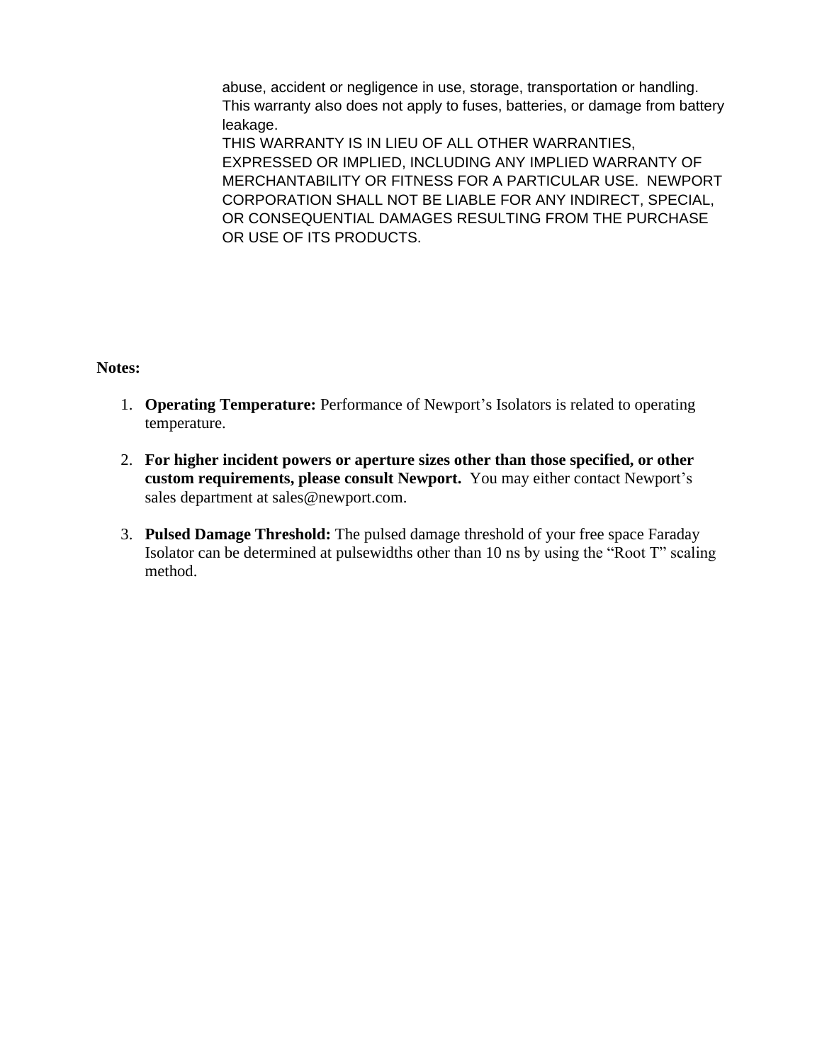abuse, accident or negligence in use, storage, transportation or handling. This warranty also does not apply to fuses, batteries, or damage from battery leakage.

THIS WARRANTY IS IN LIEU OF ALL OTHER WARRANTIES, EXPRESSED OR IMPLIED, INCLUDING ANY IMPLIED WARRANTY OF MERCHANTABILITY OR FITNESS FOR A PARTICULAR USE. NEWPORT CORPORATION SHALL NOT BE LIABLE FOR ANY INDIRECT, SPECIAL, OR CONSEQUENTIAL DAMAGES RESULTING FROM THE PURCHASE OR USE OF ITS PRODUCTS.

**Notes:**

1. **Operating Temperature:** Performance of Newport's Isolators is related to operating temperature.

2. **For higher incident powers or aperture sizes other than those specified, or other custom requirements, please consult Newport.** You may either contact Newport's sales department at sales@newport.com.

3. **Pulsed Damage Threshold:** The pulsed damage threshold of your free space Faraday Isolator can be determined at pulsewidths other than 10 ns by using the "Root T" scaling method.